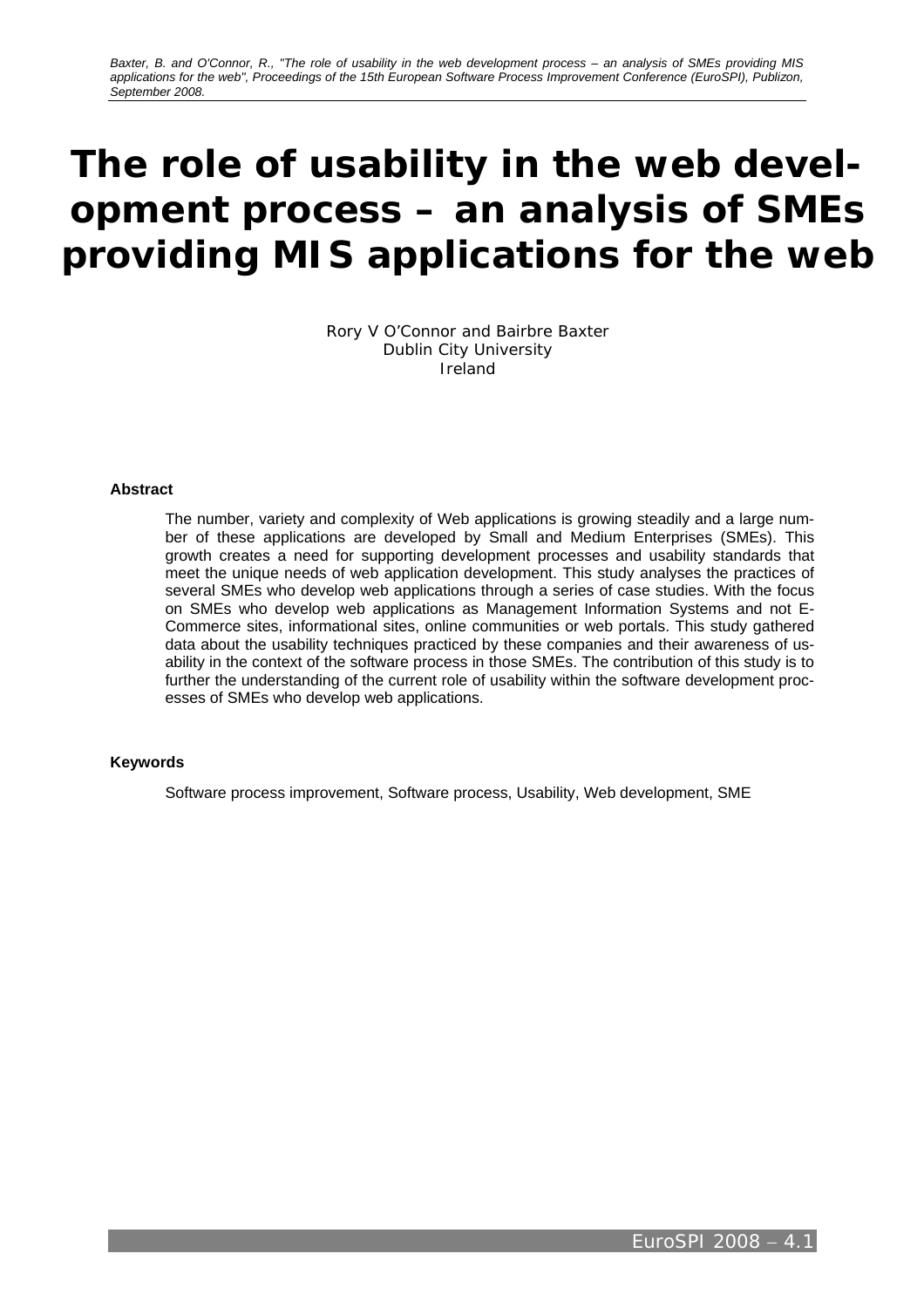Baxter, B. and O'Connor, R., "The role of usability in the web development process – an analysis of SMEs providing MIS applications for the web", Proceedings of the 15th European Software Process Improvement Conference (EuroSPI), Publizon, September 2008.

# The role of usability in the web development process – an analysis of SMEs providing MIS applications for the web

Rory V O'Connor and Bairbre Baxter
Dublin City University
Ireland

### Abstract

The number, variety and complexity of Web applications is growing steadily and a large number of these applications are developed by Small and Medium Enterprises (SMEs). This growth creates a need for supporting development processes and usability standards that meet the unique needs of web application development. This study analyses the practices of several SMEs who develop web applications through a series of case studies. With the focus on SMEs who develop web applications as Management Information Systems and not E-Commerce sites, informational sites, online communities or web portals. This study gathered data about the usability techniques practiced by these companies and their awareness of usability in the context of the software process in those SMEs. The contribution of this study is to further the understanding of the current role of usability within the software development processes of SMEs who develop web applications.

### Keywords

Software process improvement, Software process, Usability, Web development, SME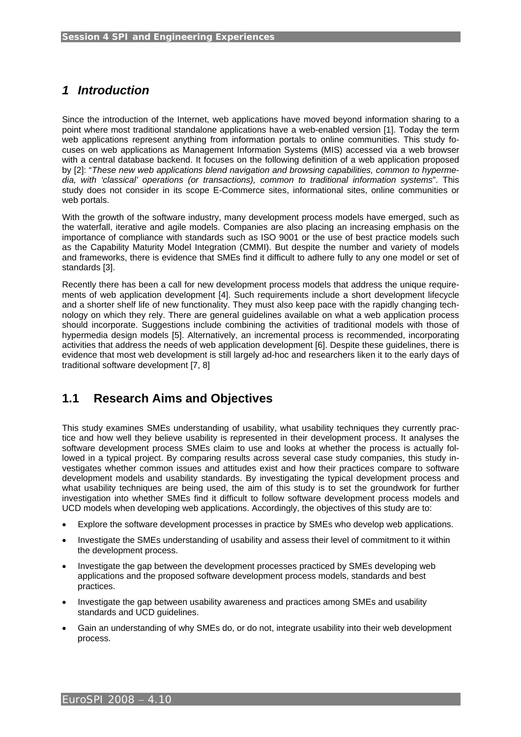# 1 Introduction

Since the introduction of the Internet, web applications have moved beyond information sharing to a point where most traditional standalone applications have a web-enabled version [1]. Today the term web applications represent anything from information portals to online communities. This study focuses on web applications as Management Information Systems (MIS) accessed via a web browser with a central database backend. It focuses on the following definition of a web application proposed by [2]: "*These new web applications blend navigation and browsing capabilities, common to hypermedia, with 'classical' operations (or transactions), common to traditional information systems*". This study does not consider in its scope E-Commerce sites, informational sites, online communities or web portals.

With the growth of the software industry, many development process models have emerged, such as the waterfall, iterative and agile models. Companies are also placing an increasing emphasis on the importance of compliance with standards such as ISO 9001 or the use of best practice models such as the Capability Maturity Model Integration (CMMI). But despite the number and variety of models and frameworks, there is evidence that SMEs find it difficult to adhere fully to any one model or set of standards [3].

Recently there has been a call for new development process models that address the unique requirements of web application development [4]. Such requirements include a short development lifecycle and a shorter shelf life of new functionality. They must also keep pace with the rapidly changing technology on which they rely. There are general guidelines available on what a web application process should incorporate. Suggestions include combining the activities of traditional models with those of hypermedia design models [5]. Alternatively, an incremental process is recommended, incorporating activities that address the needs of web application development [6]. Despite these guidelines, there is evidence that most web development is still largely ad-hoc and researchers liken it to the early days of traditional software development [7, 8]

## 1.1 Research Aims and Objectives

This study examines SMEs understanding of usability, what usability techniques they currently practice and how well they believe usability is represented in their development process. It analyses the software development process SMEs claim to use and looks at whether the process is actually followed in a typical project. By comparing results across several case study companies, this study investigates whether common issues and attitudes exist and how their practices compare to software development models and usability standards. By investigating the typical development process and what usability techniques are being used, the aim of this study is to set the groundwork for further investigation into whether SMEs find it difficult to follow software development process models and UCD models when developing web applications. Accordingly, the objectives of this study are to:

- Explore the software development processes in practice by SMEs who develop web applications.
- Investigate the SMEs understanding of usability and assess their level of commitment to it within the development process.
- Investigate the gap between the development processes practiced by SMEs developing web applications and the proposed software development process models, standards and best practices.
- Investigate the gap between usability awareness and practices among SMEs and usability standards and UCD guidelines.
- Gain an understanding of why SMEs do, or do not, integrate usability into their web development process.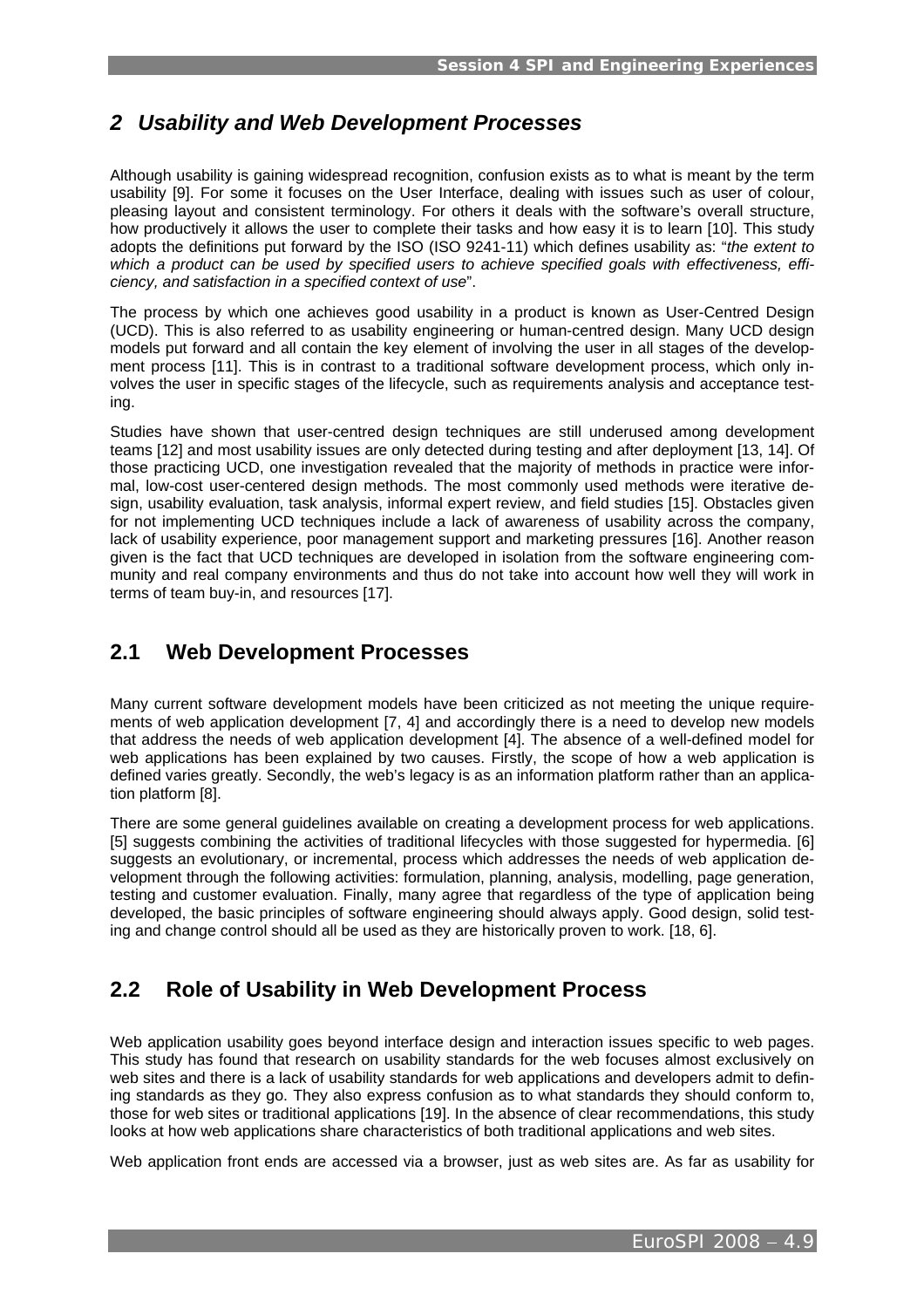## *2 Usability and Web Development Processes*

Although usability is gaining widespread recognition, confusion exists as to what is meant by the term usability [9]. For some it focuses on the User Interface, dealing with issues such as user of colour, pleasing layout and consistent terminology. For others it deals with the software's overall structure, how productively it allows the user to complete their tasks and how easy it is to learn [10]. This study adopts the definitions put forward by the ISO (ISO 9241-11) which defines usability as: "*the extent to which a product can be used by specified users to achieve specified goals with effectiveness, efficiency, and satisfaction in a specified context of use*".

The process by which one achieves good usability in a product is known as User-Centred Design (UCD). This is also referred to as usability engineering or human-centred design. Many UCD design models put forward and all contain the key element of involving the user in all stages of the development process [11]. This is in contrast to a traditional software development process, which only involves the user in specific stages of the lifecycle, such as requirements analysis and acceptance testing.

Studies have shown that user-centred design techniques are still underused among development teams [12] and most usability issues are only detected during testing and after deployment [13, 14]. Of those practicing UCD, one investigation revealed that the majority of methods in practice were informal, low-cost user-centered design methods. The most commonly used methods were iterative design, usability evaluation, task analysis, informal expert review, and field studies [15]. Obstacles given for not implementing UCD techniques include a lack of awareness of usability across the company, lack of usability experience, poor management support and marketing pressures [16]. Another reason given is the fact that UCD techniques are developed in isolation from the software engineering community and real company environments and thus do not take into account how well they will work in terms of team buy-in, and resources [17].

## 2.1 Web Development Processes

Many current software development models have been criticized as not meeting the unique requirements of web application development [7, 4] and accordingly there is a need to develop new models that address the needs of web application development [4]. The absence of a well-defined model for web applications has been explained by two causes. Firstly, the scope of how a web application is defined varies greatly. Secondly, the web's legacy is as an information platform rather than an application platform [8].

There are some general guidelines available on creating a development process for web applications. [5] suggests combining the activities of traditional lifecycles with those suggested for hypermedia. [6] suggests an evolutionary, or incremental, process which addresses the needs of web application development through the following activities: formulation, planning, analysis, modelling, page generation, testing and customer evaluation. Finally, many agree that regardless of the type of application being developed, the basic principles of software engineering should always apply. Good design, solid testing and change control should all be used as they are historically proven to work. [18, 6].

## 2.2 Role of Usability in Web Development Process

Web application usability goes beyond interface design and interaction issues specific to web pages. This study has found that research on usability standards for the web focuses almost exclusively on web sites and there is a lack of usability standards for web applications and developers admit to defining standards as they go. They also express confusion as to what standards they should conform to, those for web sites or traditional applications [19]. In the absence of clear recommendations, this study looks at how web applications share characteristics of both traditional applications and web sites.

Web application front ends are accessed via a browser, just as web sites are. As far as usability for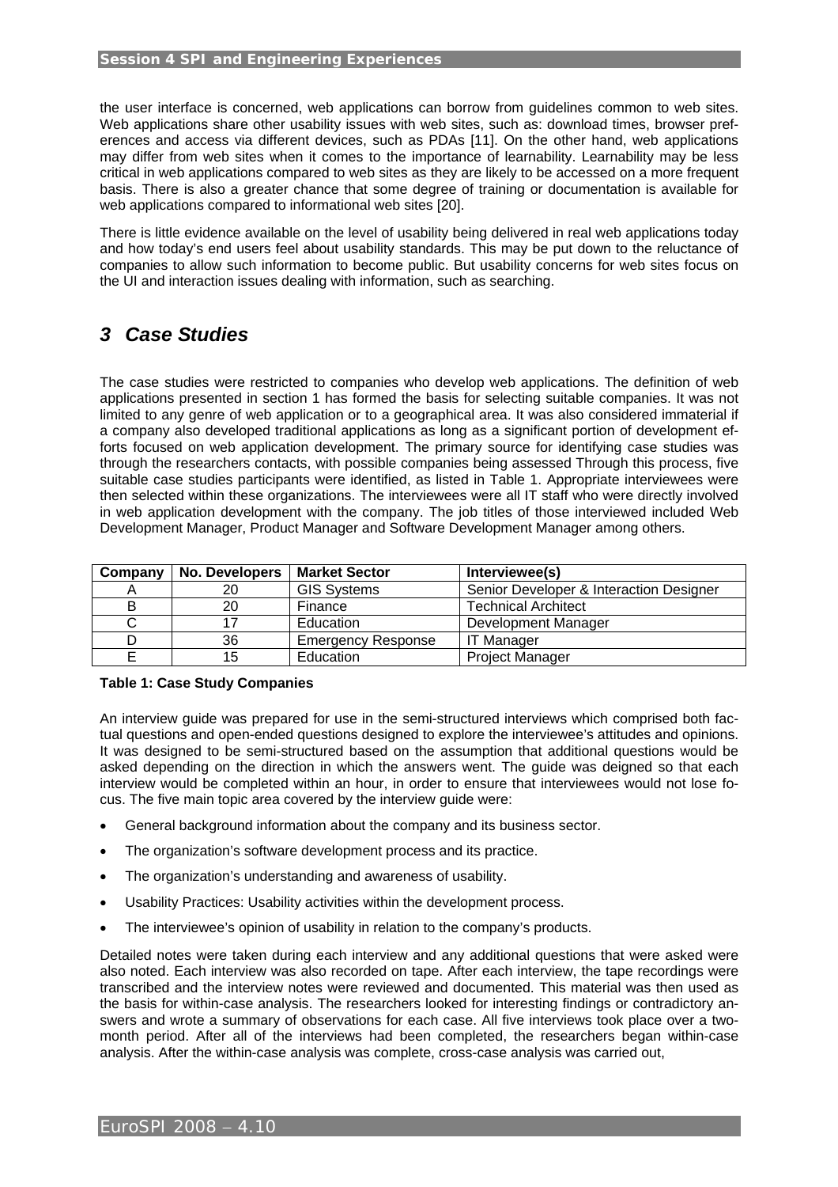the user interface is concerned, web applications can borrow from guidelines common to web sites. Web applications share other usability issues with web sites, such as: download times, browser preferences and access via different devices, such as PDAs [11]. On the other hand, web applications may differ from web sites when it comes to the importance of learnability. Learnability may be less critical in web applications compared to web sites as they are likely to be accessed on a more frequent basis. There is also a greater chance that some degree of training or documentation is available for web applications compared to informational web sites [20].

There is little evidence available on the level of usability being delivered in real web applications today and how today's end users feel about usability standards. This may be put down to the reluctance of companies to allow such information to become public. But usability concerns for web sites focus on the UI and interaction issues dealing with information, such as searching.

## *3 Case Studies*

The case studies were restricted to companies who develop web applications. The definition of web applications presented in section 1 has formed the basis for selecting suitable companies. It was not limited to any genre of web application or to a geographical area. It was also considered immaterial if a company also developed traditional applications as long as a significant portion of development efforts focused on web application development. The primary source for identifying case studies was through the researchers contacts, with possible companies being assessed Through this process, five suitable case studies participants were identified, as listed in Table 1. Appropriate interviewees were then selected within these organizations. The interviewees were all IT staff who were directly involved in web application development with the company. The job titles of those interviewed included Web Development Manager, Product Manager and Software Development Manager among others.

| Company | No. Developers | Market Sector | Interviewee(s) |
|---|---|---|---|
| A | 20 | GIS Systems | Senior Developer & Interaction Designer |
| B | 20 | Finance | Technical Architect |
| C | 17 | Education | Development Manager |
| D | 36 | Emergency Response | IT Manager |
| E | 15 | Education | Project Manager |

**Table 1: Case Study Companies**

An interview guide was prepared for use in the semi-structured interviews which comprised both factual questions and open-ended questions designed to explore the interviewee's attitudes and opinions. It was designed to be semi-structured based on the assumption that additional questions would be asked depending on the direction in which the answers went. The guide was deigned so that each interview would be completed within an hour, in order to ensure that interviewees would not lose focus. The five main topic area covered by the interview guide were:

- General background information about the company and its business sector.
- The organization's software development process and its practice.
- The organization's understanding and awareness of usability.
- Usability Practices: Usability activities within the development process.
- The interviewee's opinion of usability in relation to the company's products.

Detailed notes were taken during each interview and any additional questions that were asked were also noted. Each interview was also recorded on tape. After each interview, the tape recordings were transcribed and the interview notes were reviewed and documented. This material was then used as the basis for within-case analysis. The researchers looked for interesting findings or contradictory answers and wrote a summary of observations for each case. All five interviews took place over a two-month period. After all of the interviews had been completed, the researchers began within-case analysis. After the within-case analysis was complete, cross-case analysis was carried out,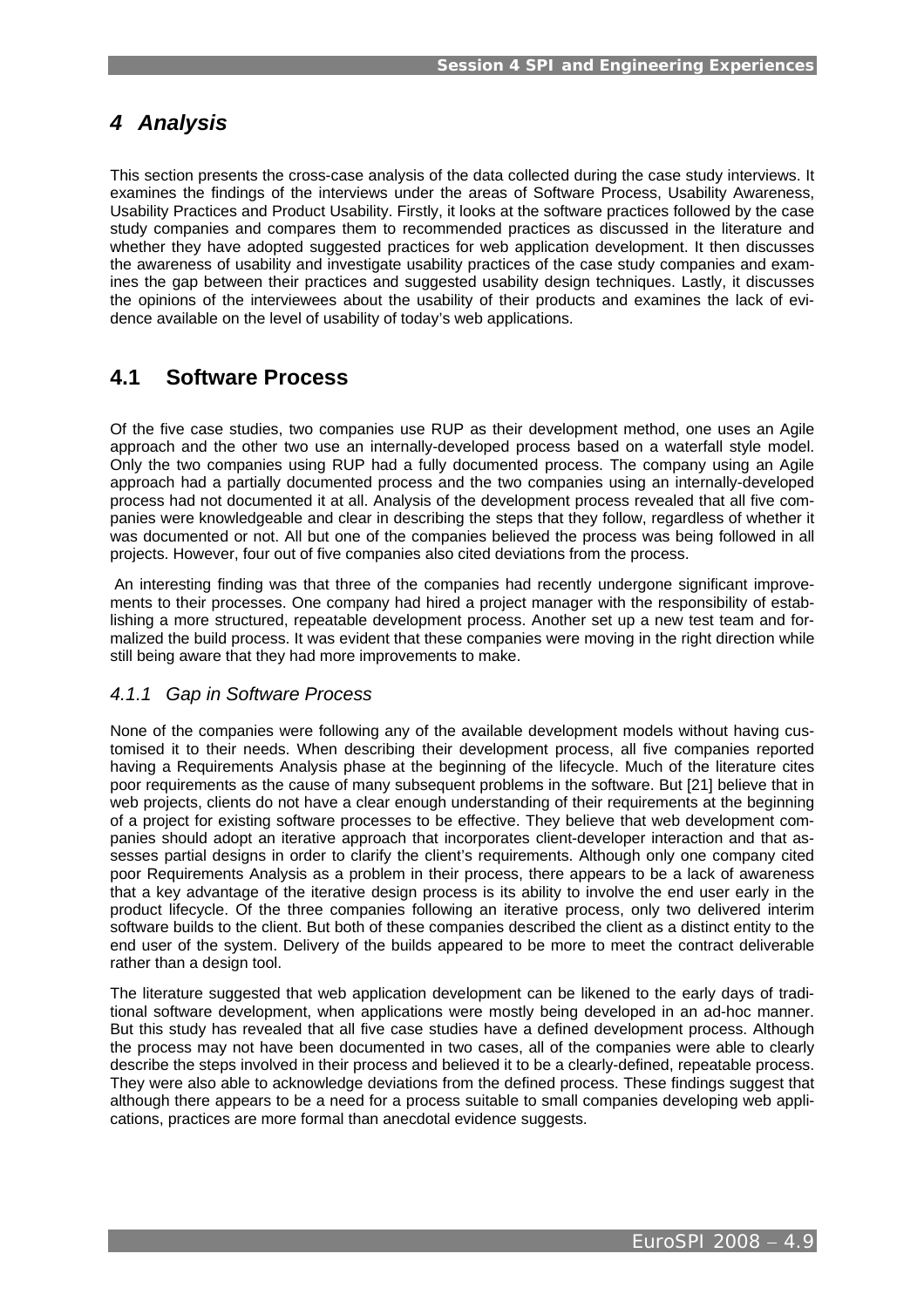# *4 Analysis*

This section presents the cross-case analysis of the data collected during the case study interviews. It examines the findings of the interviews under the areas of Software Process, Usability Awareness, Usability Practices and Product Usability. Firstly, it looks at the software practices followed by the case study companies and compares them to recommended practices as discussed in the literature and whether they have adopted suggested practices for web application development. It then discusses the awareness of usability and investigate usability practices of the case study companies and examines the gap between their practices and suggested usability design techniques. Lastly, it discusses the opinions of the interviewees about the usability of their products and examines the lack of evidence available on the level of usability of today's web applications.

## 4.1 Software Process

Of the five case studies, two companies use RUP as their development method, one uses an Agile approach and the other two use an internally-developed process based on a waterfall style model. Only the two companies using RUP had a fully documented process. The company using an Agile approach had a partially documented process and the two companies using an internally-developed process had not documented it at all. Analysis of the development process revealed that all five companies were knowledgeable and clear in describing the steps that they follow, regardless of whether it was documented or not. All but one of the companies believed the process was being followed in all projects. However, four out of five companies also cited deviations from the process.

An interesting finding was that three of the companies had recently undergone significant improvements to their processes. One company had hired a project manager with the responsibility of establishing a more structured, repeatable development process. Another set up a new test team and formalized the build process. It was evident that these companies were moving in the right direction while still being aware that they had more improvements to make.

### *4.1.1 Gap in Software Process*

None of the companies were following any of the available development models without having customised it to their needs. When describing their development process, all five companies reported having a Requirements Analysis phase at the beginning of the lifecycle. Much of the literature cites poor requirements as the cause of many subsequent problems in the software. But [21] believe that in web projects, clients do not have a clear enough understanding of their requirements at the beginning of a project for existing software processes to be effective. They believe that web development companies should adopt an iterative approach that incorporates client-developer interaction and that assesses partial designs in order to clarify the client's requirements. Although only one company cited poor Requirements Analysis as a problem in their process, there appears to be a lack of awareness that a key advantage of the iterative design process is its ability to involve the end user early in the product lifecycle. Of the three companies following an iterative process, only two delivered interim software builds to the client. But both of these companies described the client as a distinct entity to the end user of the system. Delivery of the builds appeared to be more to meet the contract deliverable rather than a design tool.

The literature suggested that web application development can be likened to the early days of traditional software development, when applications were mostly being developed in an ad-hoc manner. But this study has revealed that all five case studies have a defined development process. Although the process may not have been documented in two cases, all of the companies were able to clearly describe the steps involved in their process and believed it to be a clearly-defined, repeatable process. They were also able to acknowledge deviations from the defined process. These findings suggest that although there appears to be a need for a process suitable to small companies developing web applications, practices are more formal than anecdotal evidence suggests.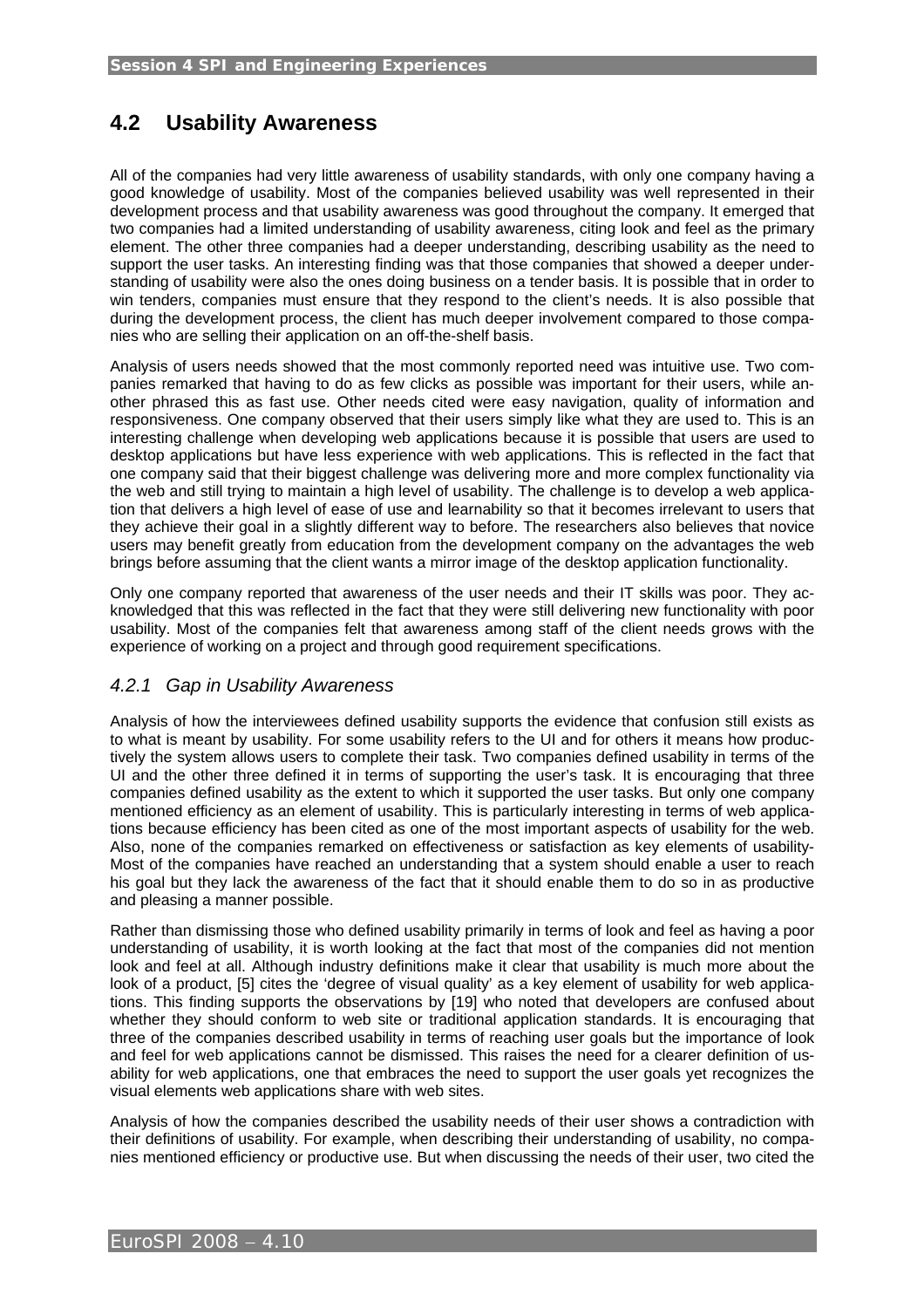## 4.2 Usability Awareness

All of the companies had very little awareness of usability standards, with only one company having a good knowledge of usability. Most of the companies believed usability was well represented in their development process and that usability awareness was good throughout the company. It emerged that two companies had a limited understanding of usability awareness, citing look and feel as the primary element. The other three companies had a deeper understanding, describing usability as the need to support the user tasks. An interesting finding was that those companies that showed a deeper understanding of usability were also the ones doing business on a tender basis. It is possible that in order to win tenders, companies must ensure that they respond to the client's needs. It is also possible that during the development process, the client has much deeper involvement compared to those companies who are selling their application on an off-the-shelf basis.

Analysis of users needs showed that the most commonly reported need was intuitive use. Two companies remarked that having to do as few clicks as possible was important for their users, while another phrased this as fast use. Other needs cited were easy navigation, quality of information and responsiveness. One company observed that their users simply like what they are used to. This is an interesting challenge when developing web applications because it is possible that users are used to desktop applications but have less experience with web applications. This is reflected in the fact that one company said that their biggest challenge was delivering more and more complex functionality via the web and still trying to maintain a high level of usability. The challenge is to develop a web application that delivers a high level of ease of use and learnability so that it becomes irrelevant to users that they achieve their goal in a slightly different way to before. The researchers also believes that novice users may benefit greatly from education from the development company on the advantages the web brings before assuming that the client wants a mirror image of the desktop application functionality.

Only one company reported that awareness of the user needs and their IT skills was poor. They acknowledged that this was reflected in the fact that they were still delivering new functionality with poor usability. Most of the companies felt that awareness among staff of the client needs grows with the experience of working on a project and through good requirement specifications.

### *4.2.1 Gap in Usability Awareness*

Analysis of how the interviewees defined usability supports the evidence that confusion still exists as to what is meant by usability. For some usability refers to the UI and for others it means how productively the system allows users to complete their task. Two companies defined usability in terms of the UI and the other three defined it in terms of supporting the user's task. It is encouraging that three companies defined usability as the extent to which it supported the user tasks. But only one company mentioned efficiency as an element of usability. This is particularly interesting in terms of web applications because efficiency has been cited as one of the most important aspects of usability for the web. Also, none of the companies remarked on effectiveness or satisfaction as key elements of usability- Most of the companies have reached an understanding that a system should enable a user to reach his goal but they lack the awareness of the fact that it should enable them to do so in as productive and pleasing a manner possible.

Rather than dismissing those who defined usability primarily in terms of look and feel as having a poor understanding of usability, it is worth looking at the fact that most of the companies did not mention look and feel at all. Although industry definitions make it clear that usability is much more about the look of a product, [5] cites the 'degree of visual quality' as a key element of usability for web applications. This finding supports the observations by [19] who noted that developers are confused about whether they should conform to web site or traditional application standards. It is encouraging that three of the companies described usability in terms of reaching user goals but the importance of look and feel for web applications cannot be dismissed. This raises the need for a clearer definition of usability for web applications, one that embraces the need to support the user goals yet recognizes the visual elements web applications share with web sites.

Analysis of how the companies described the usability needs of their user shows a contradiction with their definitions of usability. For example, when describing their understanding of usability, no companies mentioned efficiency or productive use. But when discussing the needs of their user, two cited the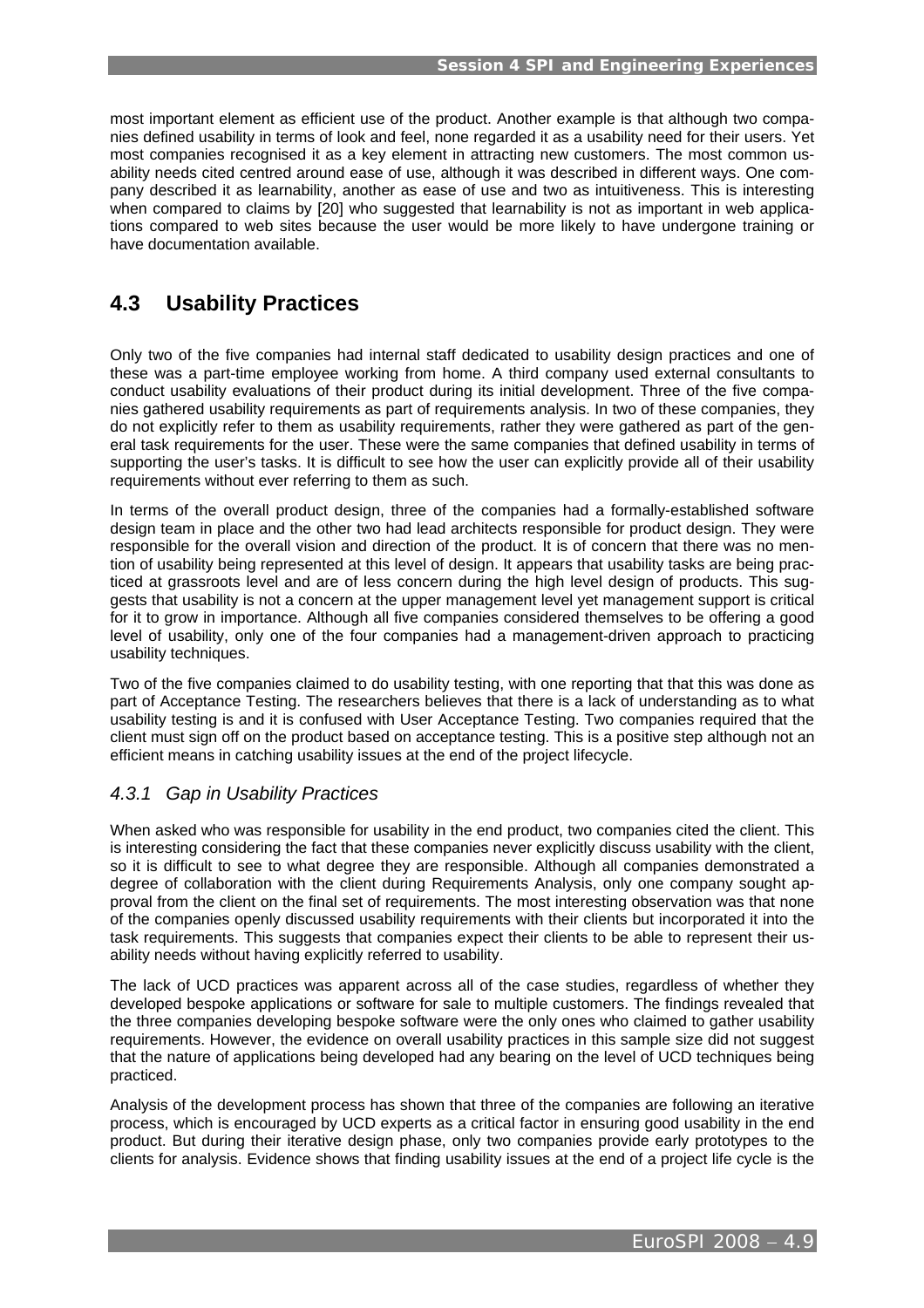most important element as efficient use of the product. Another example is that although two companies defined usability in terms of look and feel, none regarded it as a usability need for their users. Yet most companies recognised it as a key element in attracting new customers. The most common usability needs cited centred around ease of use, although it was described in different ways. One company described it as learnability, another as ease of use and two as intuitiveness. This is interesting when compared to claims by [20] who suggested that learnability is not as important in web applications compared to web sites because the user would be more likely to have undergone training or have documentation available.

## 4.3 Usability Practices

Only two of the five companies had internal staff dedicated to usability design practices and one of these was a part-time employee working from home. A third company used external consultants to conduct usability evaluations of their product during its initial development. Three of the five companies gathered usability requirements as part of requirements analysis. In two of these companies, they do not explicitly refer to them as usability requirements, rather they were gathered as part of the general task requirements for the user. These were the same companies that defined usability in terms of supporting the user's tasks. It is difficult to see how the user can explicitly provide all of their usability requirements without ever referring to them as such.

In terms of the overall product design, three of the companies had a formally-established software design team in place and the other two had lead architects responsible for product design. They were responsible for the overall vision and direction of the product. It is of concern that there was no mention of usability being represented at this level of design. It appears that usability tasks are being practiced at grassroots level and are of less concern during the high level design of products. This suggests that usability is not a concern at the upper management level yet management support is critical for it to grow in importance. Although all five companies considered themselves to be offering a good level of usability, only one of the four companies had a management-driven approach to practicing usability techniques.

Two of the five companies claimed to do usability testing, with one reporting that that this was done as part of Acceptance Testing. The researchers believes that there is a lack of understanding as to what usability testing is and it is confused with User Acceptance Testing. Two companies required that the client must sign off on the product based on acceptance testing. This is a positive step although not an efficient means in catching usability issues at the end of the project lifecycle.

### *4.3.1 Gap in Usability Practices*

When asked who was responsible for usability in the end product, two companies cited the client. This is interesting considering the fact that these companies never explicitly discuss usability with the client, so it is difficult to see to what degree they are responsible. Although all companies demonstrated a degree of collaboration with the client during Requirements Analysis, only one company sought approval from the client on the final set of requirements. The most interesting observation was that none of the companies openly discussed usability requirements with their clients but incorporated it into the task requirements. This suggests that companies expect their clients to be able to represent their usability needs without having explicitly referred to usability.

The lack of UCD practices was apparent across all of the case studies, regardless of whether they developed bespoke applications or software for sale to multiple customers. The findings revealed that the three companies developing bespoke software were the only ones who claimed to gather usability requirements. However, the evidence on overall usability practices in this sample size did not suggest that the nature of applications being developed had any bearing on the level of UCD techniques being practiced.

Analysis of the development process has shown that three of the companies are following an iterative process, which is encouraged by UCD experts as a critical factor in ensuring good usability in the end product. But during their iterative design phase, only two companies provide early prototypes to the clients for analysis. Evidence shows that finding usability issues at the end of a project life cycle is the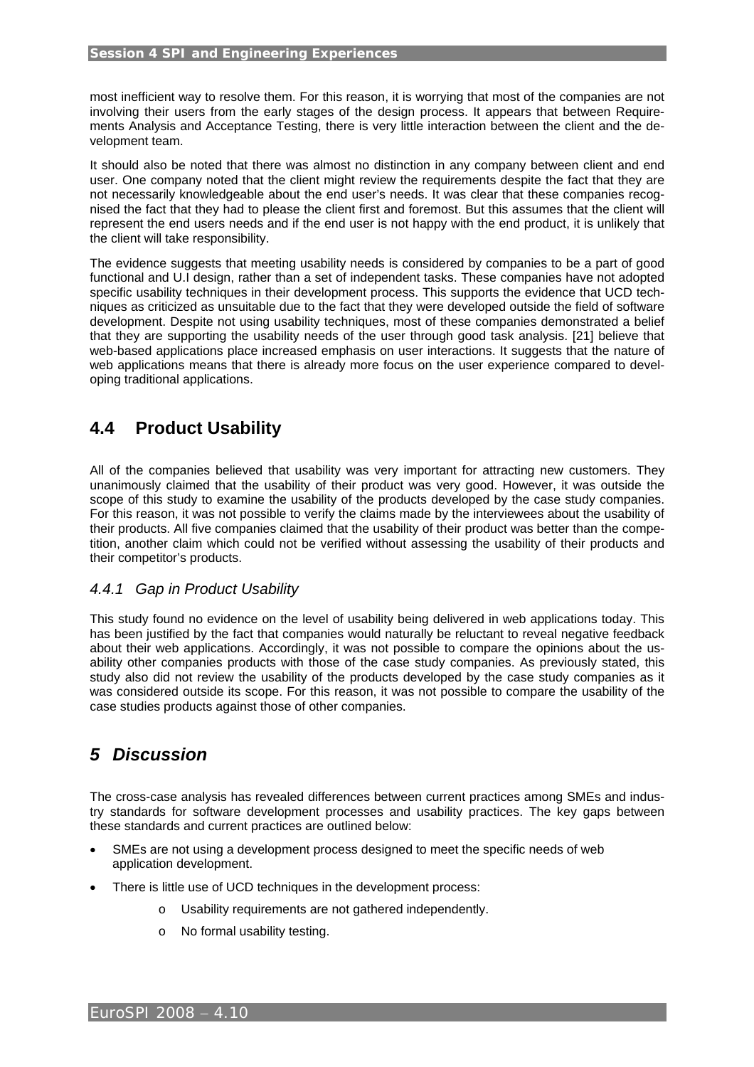most inefficient way to resolve them. For this reason, it is worrying that most of the companies are not involving their users from the early stages of the design process. It appears that between Requirements Analysis and Acceptance Testing, there is very little interaction between the client and the development team.

It should also be noted that there was almost no distinction in any company between client and end user. One company noted that the client might review the requirements despite the fact that they are not necessarily knowledgeable about the end user's needs. It was clear that these companies recognised the fact that they had to please the client first and foremost. But this assumes that the client will represent the end users needs and if the end user is not happy with the end product, it is unlikely that the client will take responsibility.

The evidence suggests that meeting usability needs is considered by companies to be a part of good functional and U.I design, rather than a set of independent tasks. These companies have not adopted specific usability techniques in their development process. This supports the evidence that UCD techniques as criticized as unsuitable due to the fact that they were developed outside the field of software development. Despite not using usability techniques, most of these companies demonstrated a belief that they are supporting the usability needs of the user through good task analysis. [21] believe that web-based applications place increased emphasis on user interactions. It suggests that the nature of web applications means that there is already more focus on the user experience compared to developing traditional applications.

## 4.4 Product Usability

All of the companies believed that usability was very important for attracting new customers. They unanimously claimed that the usability of their product was very good. However, it was outside the scope of this study to examine the usability of the products developed by the case study companies. For this reason, it was not possible to verify the claims made by the interviewees about the usability of their products. All five companies claimed that the usability of their product was better than the competition, another claim which could not be verified without assessing the usability of their products and their competitor's products.

### *4.4.1 Gap in Product Usability*

This study found no evidence on the level of usability being delivered in web applications today. This has been justified by the fact that companies would naturally be reluctant to reveal negative feedback about their web applications. Accordingly, it was not possible to compare the opinions about the usability other companies products with those of the case study companies. As previously stated, this study also did not review the usability of the products developed by the case study companies as it was considered outside its scope. For this reason, it was not possible to compare the usability of the case studies products against those of other companies.

# *5 Discussion*

The cross-case analysis has revealed differences between current practices among SMEs and industry standards for software development processes and usability practices. The key gaps between these standards and current practices are outlined below:

- SMEs are not using a development process designed to meet the specific needs of web application development.
- There is little use of UCD techniques in the development process:
  - Usability requirements are not gathered independently.
  - No formal usability testing.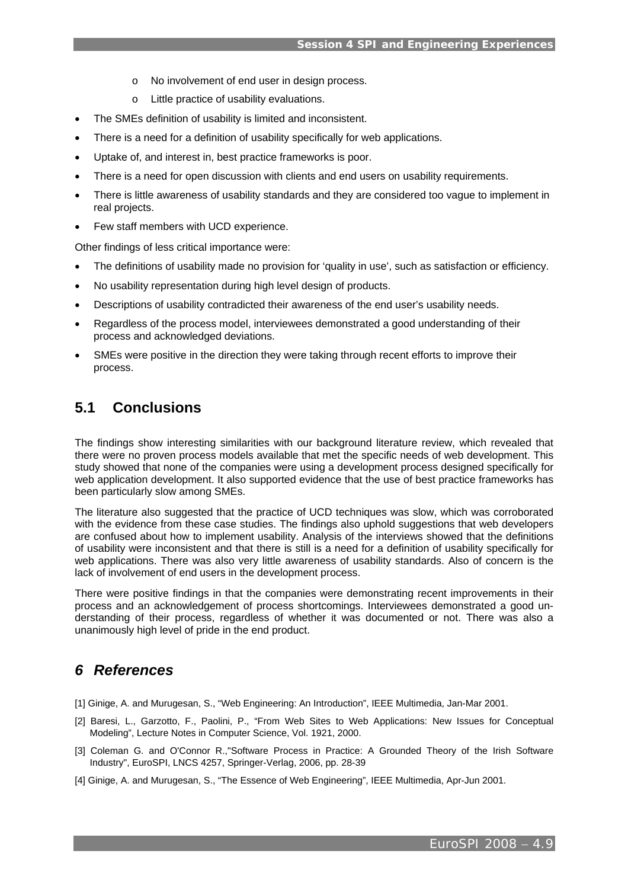- No involvement of end user in design process.
  - Little practice of usability evaluations.
- The SMEs definition of usability is limited and inconsistent.
- There is a need for a definition of usability specifically for web applications.
- Uptake of, and interest in, best practice frameworks is poor.
- There is a need for open discussion with clients and end users on usability requirements.
- There is little awareness of usability standards and they are considered too vague to implement in real projects.
- Few staff members with UCD experience.

Other findings of less critical importance were:

- The definitions of usability made no provision for 'quality in use', such as satisfaction or efficiency.
- No usability representation during high level design of products.
- Descriptions of usability contradicted their awareness of the end user's usability needs.
- Regardless of the process model, interviewees demonstrated a good understanding of their process and acknowledged deviations.
- SMEs were positive in the direction they were taking through recent efforts to improve their process.

## 5.1 Conclusions

The findings show interesting similarities with our background literature review, which revealed that there were no proven process models available that met the specific needs of web development. This study showed that none of the companies were using a development process designed specifically for web application development. It also supported evidence that the use of best practice frameworks has been particularly slow among SMEs.

The literature also suggested that the practice of UCD techniques was slow, which was corroborated with the evidence from these case studies. The findings also uphold suggestions that web developers are confused about how to implement usability. Analysis of the interviews showed that the definitions of usability were inconsistent and that there is still is a need for a definition of usability specifically for web applications. There was also very little awareness of usability standards. Also of concern is the lack of involvement of end users in the development process.

There were positive findings in that the companies were demonstrating recent improvements in their process and an acknowledgement of process shortcomings. Interviewees demonstrated a good understanding of their process, regardless of whether it was documented or not. There was also a unanimously high level of pride in the end product.

# *6 References*

[1] Ginige, A. and Murugesan, S., "Web Engineering: An Introduction", IEEE Multimedia, Jan-Mar 2001.

[2] Baresi, L., Garzotto, F., Paolini, P., "From Web Sites to Web Applications: New Issues for Conceptual Modeling", Lecture Notes in Computer Science, Vol. 1921, 2000.

[3] Coleman G. and O'Connor R.,"Software Process in Practice: A Grounded Theory of the Irish Software Industry", EuroSPI, LNCS 4257, Springer-Verlag, 2006, pp. 28-39

[4] Ginige, A. and Murugesan, S., "The Essence of Web Engineering", IEEE Multimedia, Apr-Jun 2001.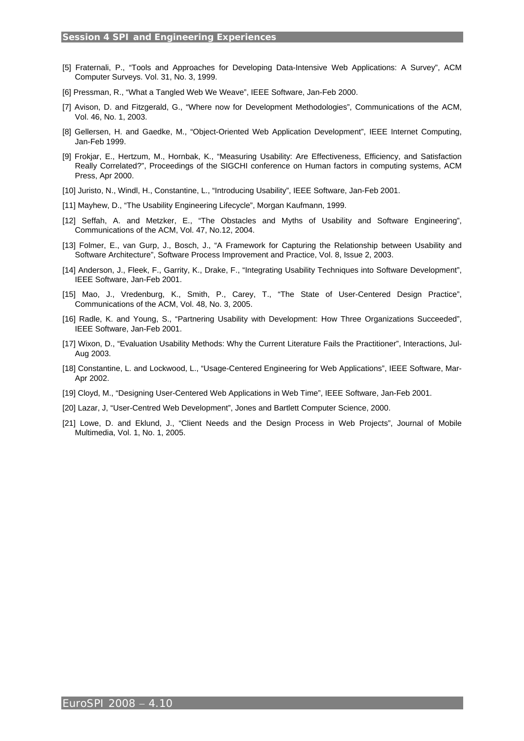[5] Fraternali, P., “Tools and Approaches for Developing Data-Intensive Web Applications: A Survey”, ACM Computer Surveys. Vol. 31, No. 3, 1999.

[6] Pressman, R., “What a Tangled Web We Weave”, IEEE Software, Jan-Feb 2000.

[7] Avison, D. and Fitzgerald, G., “Where now for Development Methodologies”, Communications of the ACM, Vol. 46, No. 1, 2003.

[8] Gellersen, H. and Gaedke, M., “Object-Oriented Web Application Development”, IEEE Internet Computing, Jan-Feb 1999.

[9] Frokjar, E., Hertzum, M., Hornbak, K., “Measuring Usability: Are Effectiveness, Efficiency, and Satisfaction Really Correlated?”, Proceedings of the SIGCHI conference on Human factors in computing systems, ACM Press, Apr 2000.

[10] Juristo, N., Windl, H., Constantine, L., “Introducing Usability”, IEEE Software, Jan-Feb 2001.

[11] Mayhew, D., “The Usability Engineering Lifecycle”, Morgan Kaufmann, 1999.

[12] Seffah, A. and Metzker, E., “The Obstacles and Myths of Usability and Software Engineering”, Communications of the ACM, Vol. 47, No.12, 2004.

[13] Folmer, E., van Gurp, J., Bosch, J., “A Framework for Capturing the Relationship between Usability and Software Architecture”, Software Process Improvement and Practice, Vol. 8, Issue 2, 2003.

[14] Anderson, J., Fleek, F., Garrity, K., Drake, F., “Integrating Usability Techniques into Software Development”, IEEE Software, Jan-Feb 2001.

[15] Mao, J., Vredenburg, K., Smith, P., Carey, T., “The State of User-Centered Design Practice”, Communications of the ACM, Vol. 48, No. 3, 2005.

[16] Radle, K. and Young, S., “Partnering Usability with Development: How Three Organizations Succeeded”, IEEE Software, Jan-Feb 2001.

[17] Wixon, D., “Evaluation Usability Methods: Why the Current Literature Fails the Practitioner”, Interactions, Jul-Aug 2003.

[18] Constantine, L. and Lockwood, L., “Usage-Centered Engineering for Web Applications”, IEEE Software, Mar-Apr 2002.

[19] Cloyd, M., “Designing User-Centered Web Applications in Web Time”, IEEE Software, Jan-Feb 2001.

[20] Lazar, J, “User-Centred Web Development”, Jones and Bartlett Computer Science, 2000.

[21] Lowe, D. and Eklund, J., “Client Needs and the Design Process in Web Projects”, Journal of Mobile Multimedia, Vol. 1, No. 1, 2005.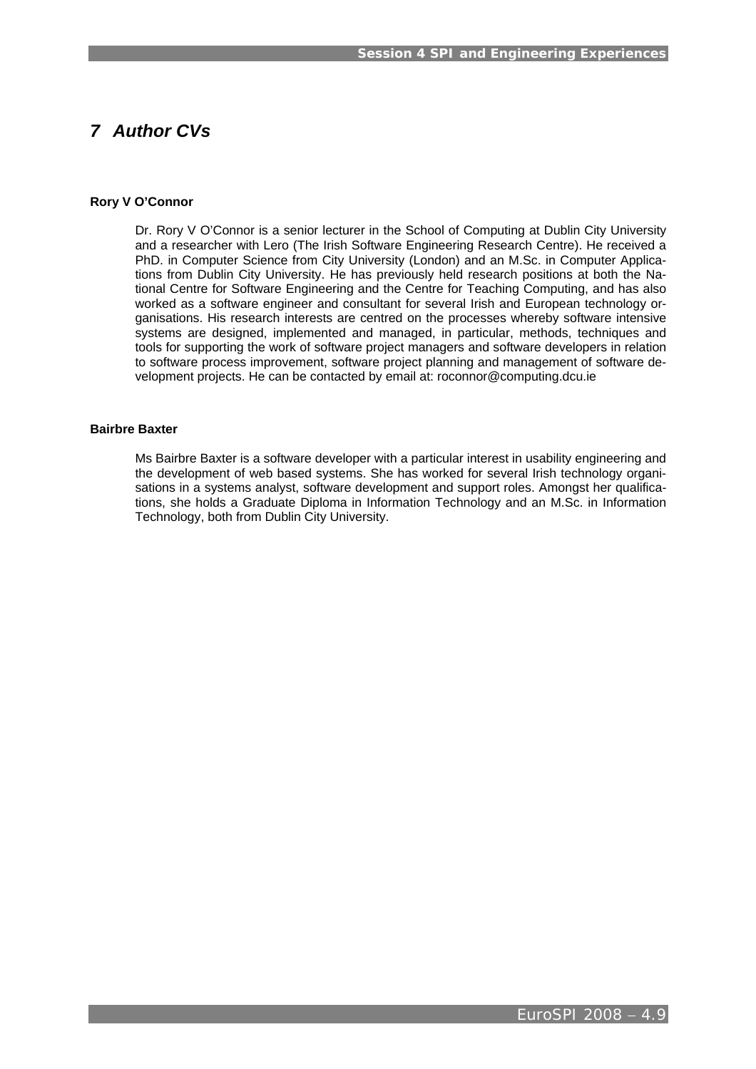# 7 Author CVs

**Rory V O'Connor**

Dr. Rory V O'Connor is a senior lecturer in the School of Computing at Dublin City University and a researcher with Lero (The Irish Software Engineering Research Centre). He received a PhD. in Computer Science from City University (London) and an M.Sc. in Computer Applications from Dublin City University. He has previously held research positions at both the National Centre for Software Engineering and the Centre for Teaching Computing, and has also worked as a software engineer and consultant for several Irish and European technology organisations. His research interests are centred on the processes whereby software intensive systems are designed, implemented and managed, in particular, methods, techniques and tools for supporting the work of software project managers and software developers in relation to software process improvement, software project planning and management of software development projects. He can be contacted by email at: roconnor@computing.dcu.ie

**Bairbre Baxter**

Ms Bairbre Baxter is a software developer with a particular interest in usability engineering and the development of web based systems. She has worked for several Irish technology organisations in a systems analyst, software development and support roles. Amongst her qualifications, she holds a Graduate Diploma in Information Technology and an M.Sc. in Information Technology, both from Dublin City University.